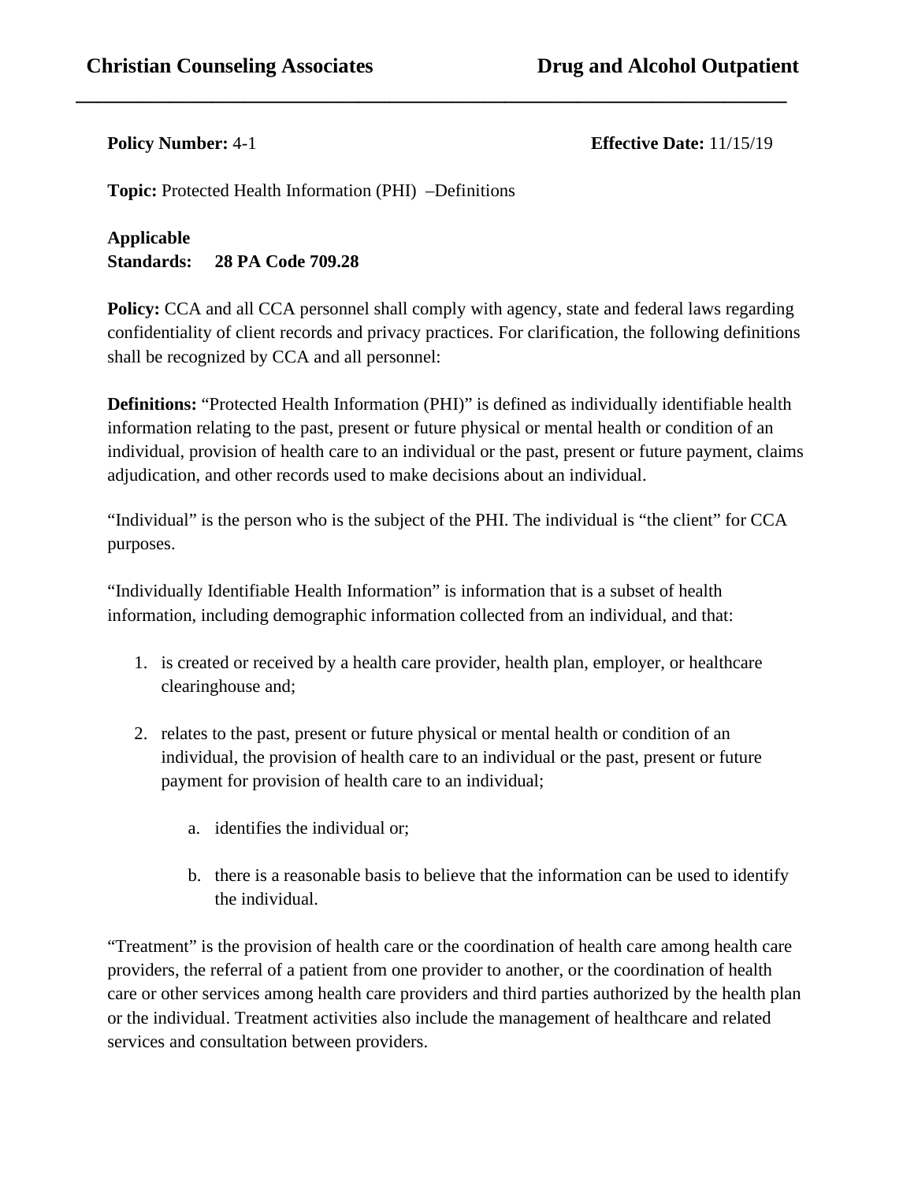**Christian Counseling Associates** **Drug and Alcohol Outpatient**

---

**Policy Number:** 4-1 **Effective Date:** 11/15/19

**Topic:** Protected Health Information (PHI) –Definitions

**Applicable Standards:** **28 PA Code 709.28**

**Policy:** CCA and all CCA personnel shall comply with agency, state and federal laws regarding confidentiality of client records and privacy practices. For clarification, the following definitions shall be recognized by CCA and all personnel:

**Definitions:** "Protected Health Information (PHI)" is defined as individually identifiable health information relating to the past, present or future physical or mental health or condition of an individual, provision of health care to an individual or the past, present or future payment, claims adjudication, and other records used to make decisions about an individual.

"Individual" is the person who is the subject of the PHI. The individual is "the client" for CCA purposes.

"Individually Identifiable Health Information" is information that is a subset of health information, including demographic information collected from an individual, and that:

1. is created or received by a health care provider, health plan, employer, or healthcare clearinghouse and;

2. relates to the past, present or future physical or mental health or condition of an individual, the provision of health care to an individual or the past, present or future payment for provision of health care to an individual;

    a. identifies the individual or;

    b. there is a reasonable basis to believe that the information can be used to identify the individual.

"Treatment" is the provision of health care or the coordination of health care among health care providers, the referral of a patient from one provider to another, or the coordination of health care or other services among health care providers and third parties authorized by the health plan or the individual. Treatment activities also include the management of healthcare and related services and consultation between providers.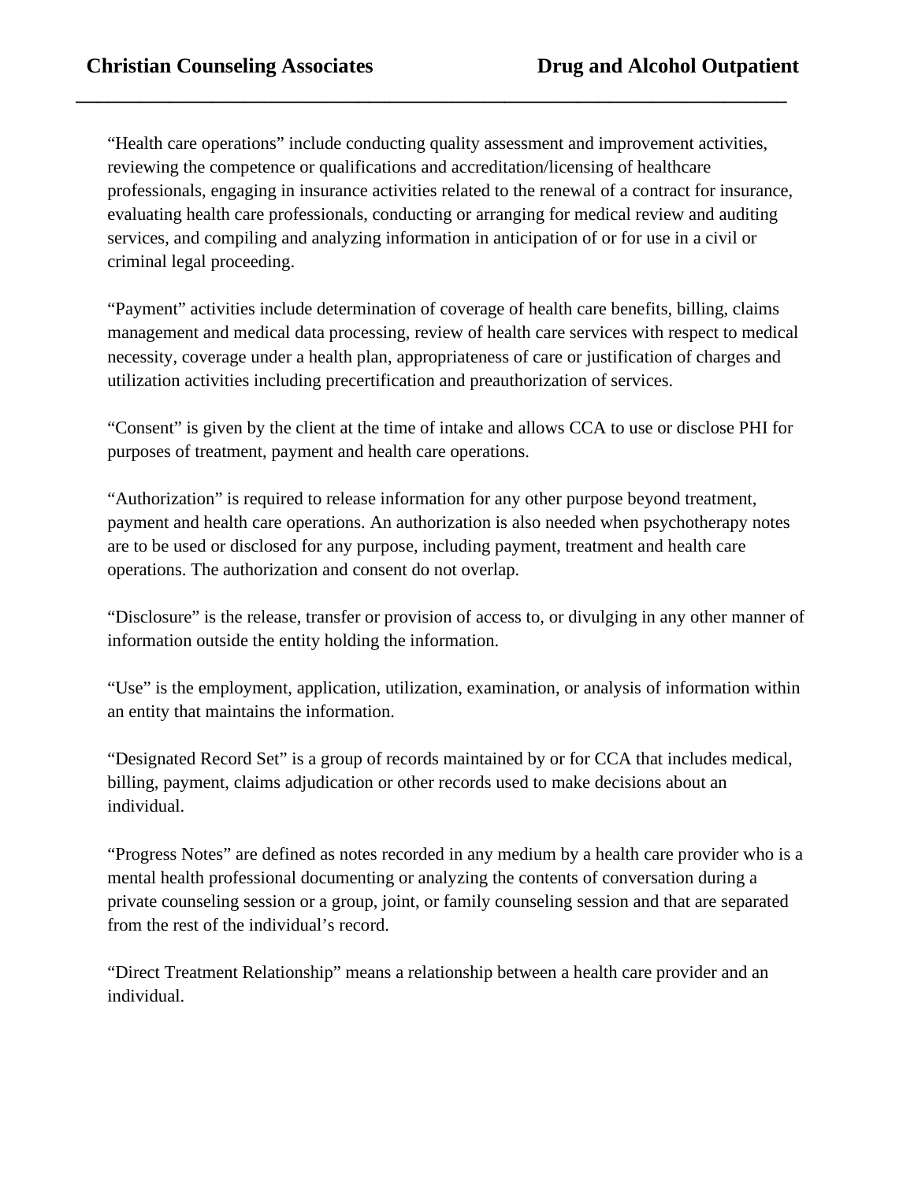“Health care operations” include conducting quality assessment and improvement activities, reviewing the competence or qualifications and accreditation/licensing of healthcare professionals, engaging in insurance activities related to the renewal of a contract for insurance, evaluating health care professionals, conducting or arranging for medical review and auditing services, and compiling and analyzing information in anticipation of or for use in a civil or criminal legal proceeding.

“Payment” activities include determination of coverage of health care benefits, billing, claims management and medical data processing, review of health care services with respect to medical necessity, coverage under a health plan, appropriateness of care or justification of charges and utilization activities including precertification and preauthorization of services.

“Consent” is given by the client at the time of intake and allows CCA to use or disclose PHI for purposes of treatment, payment and health care operations.

“Authorization” is required to release information for any other purpose beyond treatment, payment and health care operations. An authorization is also needed when psychotherapy notes are to be used or disclosed for any purpose, including payment, treatment and health care operations. The authorization and consent do not overlap.

“Disclosure” is the release, transfer or provision of access to, or divulging in any other manner of information outside the entity holding the information.

“Use” is the employment, application, utilization, examination, or analysis of information within an entity that maintains the information.

“Designated Record Set” is a group of records maintained by or for CCA that includes medical, billing, payment, claims adjudication or other records used to make decisions about an individual.

“Progress Notes” are defined as notes recorded in any medium by a health care provider who is a mental health professional documenting or analyzing the contents of conversation during a private counseling session or a group, joint, or family counseling session and that are separated from the rest of the individual’s record.

“Direct Treatment Relationship” means a relationship between a health care provider and an individual.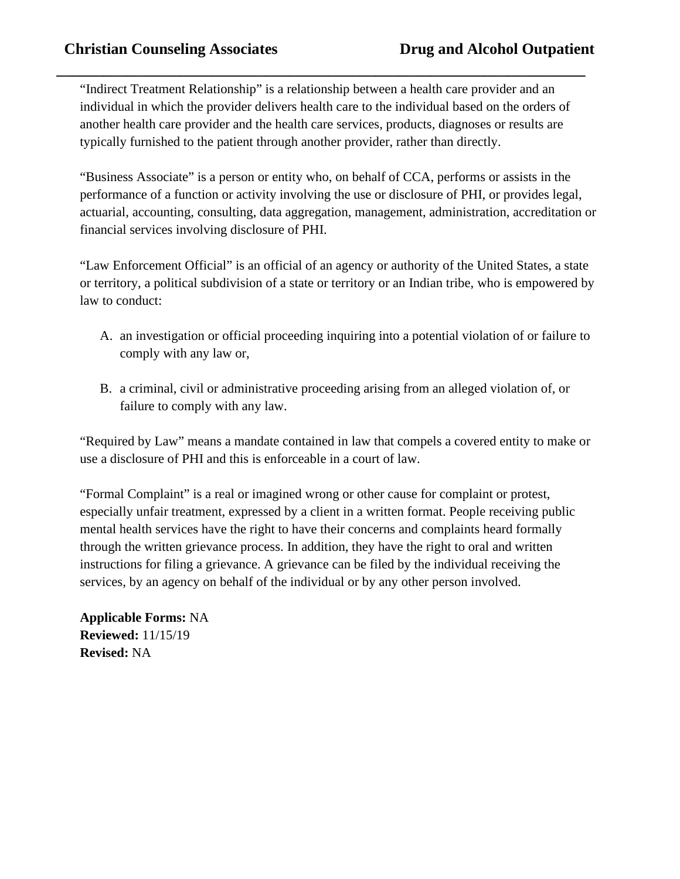"Indirect Treatment Relationship" is a relationship between a health care provider and an individual in which the provider delivers health care to the individual based on the orders of another health care provider and the health care services, products, diagnoses or results are typically furnished to the patient through another provider, rather than directly.

"Business Associate" is a person or entity who, on behalf of CCA, performs or assists in the performance of a function or activity involving the use or disclosure of PHI, or provides legal, actuarial, accounting, consulting, data aggregation, management, administration, accreditation or financial services involving disclosure of PHI.

"Law Enforcement Official" is an official of an agency or authority of the United States, a state or territory, a political subdivision of a state or territory or an Indian tribe, who is empowered by law to conduct:

A. an investigation or official proceeding inquiring into a potential violation of or failure to comply with any law or,

B. a criminal, civil or administrative proceeding arising from an alleged violation of, or failure to comply with any law.

"Required by Law" means a mandate contained in law that compels a covered entity to make or use a disclosure of PHI and this is enforceable in a court of law.

"Formal Complaint" is a real or imagined wrong or other cause for complaint or protest, especially unfair treatment, expressed by a client in a written format. People receiving public mental health services have the right to have their concerns and complaints heard formally through the written grievance process. In addition, they have the right to oral and written instructions for filing a grievance. A grievance can be filed by the individual receiving the services, by an agency on behalf of the individual or by any other person involved.

**Applicable Forms:** NA
**Reviewed:** 11/15/19
**Revised:** NA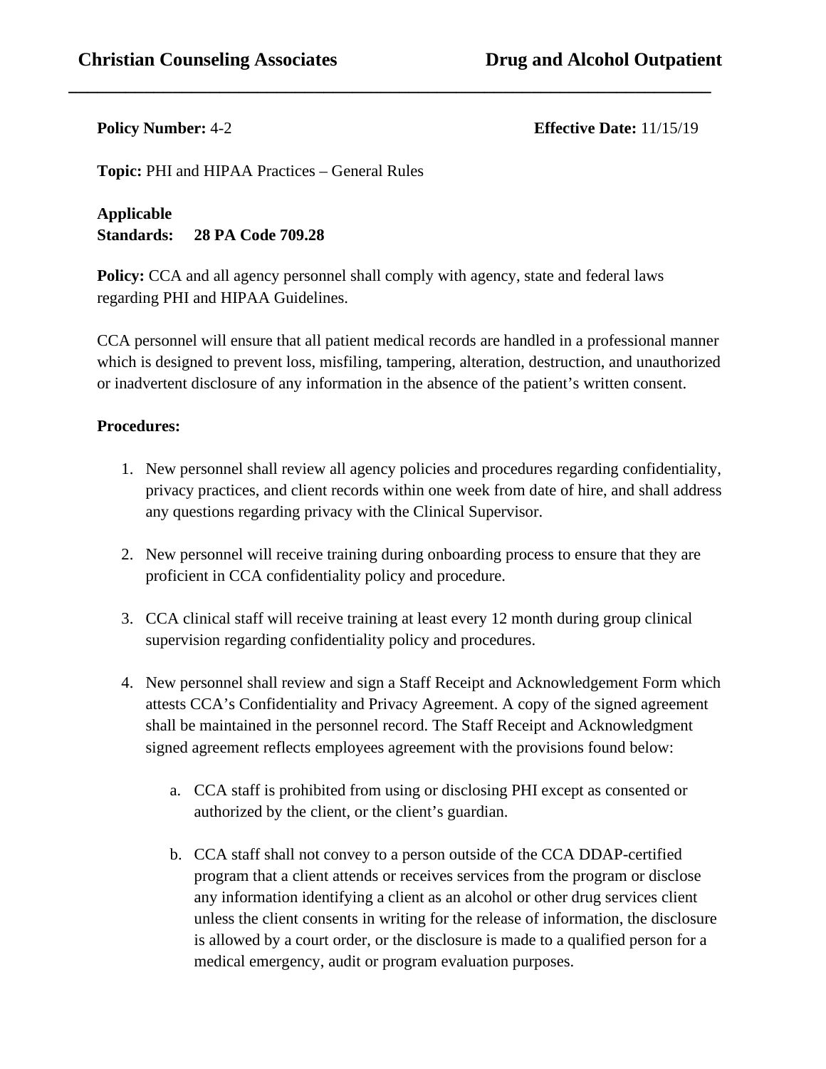**Policy Number:** 4-2 **Effective Date:** 11/15/19

**Topic:** PHI and HIPAA Practices – General Rules

**Applicable Standards:** **28 PA Code 709.28**

**Policy:** CCA and all agency personnel shall comply with agency, state and federal laws regarding PHI and HIPAA Guidelines.

CCA personnel will ensure that all patient medical records are handled in a professional manner which is designed to prevent loss, misfiling, tampering, alteration, destruction, and unauthorized or inadvertent disclosure of any information in the absence of the patient's written consent.

**Procedures:**

1. New personnel shall review all agency policies and procedures regarding confidentiality, privacy practices, and client records within one week from date of hire, and shall address any questions regarding privacy with the Clinical Supervisor.

2. New personnel will receive training during onboarding process to ensure that they are proficient in CCA confidentiality policy and procedure.

3. CCA clinical staff will receive training at least every 12 month during group clinical supervision regarding confidentiality policy and procedures.

4. New personnel shall review and sign a Staff Receipt and Acknowledgement Form which attests CCA's Confidentiality and Privacy Agreement. A copy of the signed agreement shall be maintained in the personnel record. The Staff Receipt and Acknowledgment signed agreement reflects employees agreement with the provisions found below:

    a. CCA staff is prohibited from using or disclosing PHI except as consented or authorized by the client, or the client's guardian.

    b. CCA staff shall not convey to a person outside of the CCA DDAP-certified program that a client attends or receives services from the program or disclose any information identifying a client as an alcohol or other drug services client unless the client consents in writing for the release of information, the disclosure is allowed by a court order, or the disclosure is made to a qualified person for a medical emergency, audit or program evaluation purposes.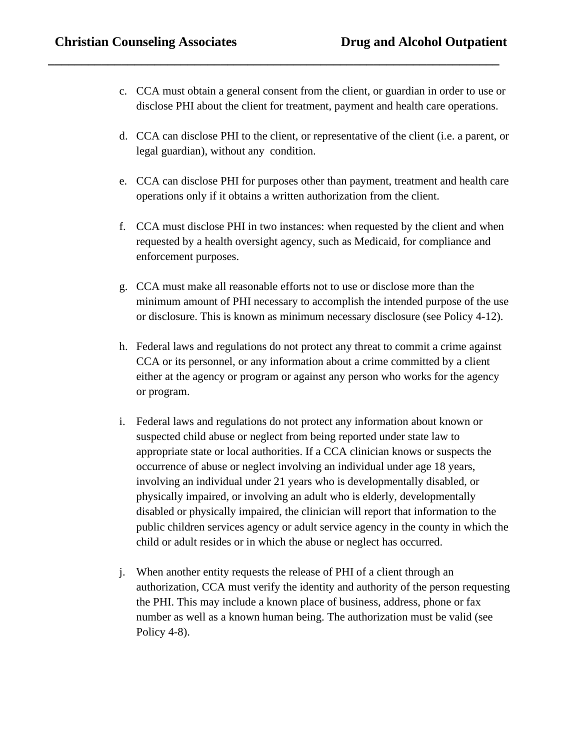c. CCA must obtain a general consent from the client, or guardian in order to use or disclose PHI about the client for treatment, payment and health care operations.

d. CCA can disclose PHI to the client, or representative of the client (i.e. a parent, or legal guardian), without any condition.

e. CCA can disclose PHI for purposes other than payment, treatment and health care operations only if it obtains a written authorization from the client.

f. CCA must disclose PHI in two instances: when requested by the client and when requested by a health oversight agency, such as Medicaid, for compliance and enforcement purposes.

g. CCA must make all reasonable efforts not to use or disclose more than the minimum amount of PHI necessary to accomplish the intended purpose of the use or disclosure. This is known as minimum necessary disclosure (see Policy 4-12).

h. Federal laws and regulations do not protect any threat to commit a crime against CCA or its personnel, or any information about a crime committed by a client either at the agency or program or against any person who works for the agency or program.

i. Federal laws and regulations do not protect any information about known or suspected child abuse or neglect from being reported under state law to appropriate state or local authorities. If a CCA clinician knows or suspects the occurrence of abuse or neglect involving an individual under age 18 years, involving an individual under 21 years who is developmentally disabled, or physically impaired, or involving an adult who is elderly, developmentally disabled or physically impaired, the clinician will report that information to the public children services agency or adult service agency in the county in which the child or adult resides or in which the abuse or neglect has occurred.

j. When another entity requests the release of PHI of a client through an authorization, CCA must verify the identity and authority of the person requesting the PHI. This may include a known place of business, address, phone or fax number as well as a known human being. The authorization must be valid (see Policy 4-8).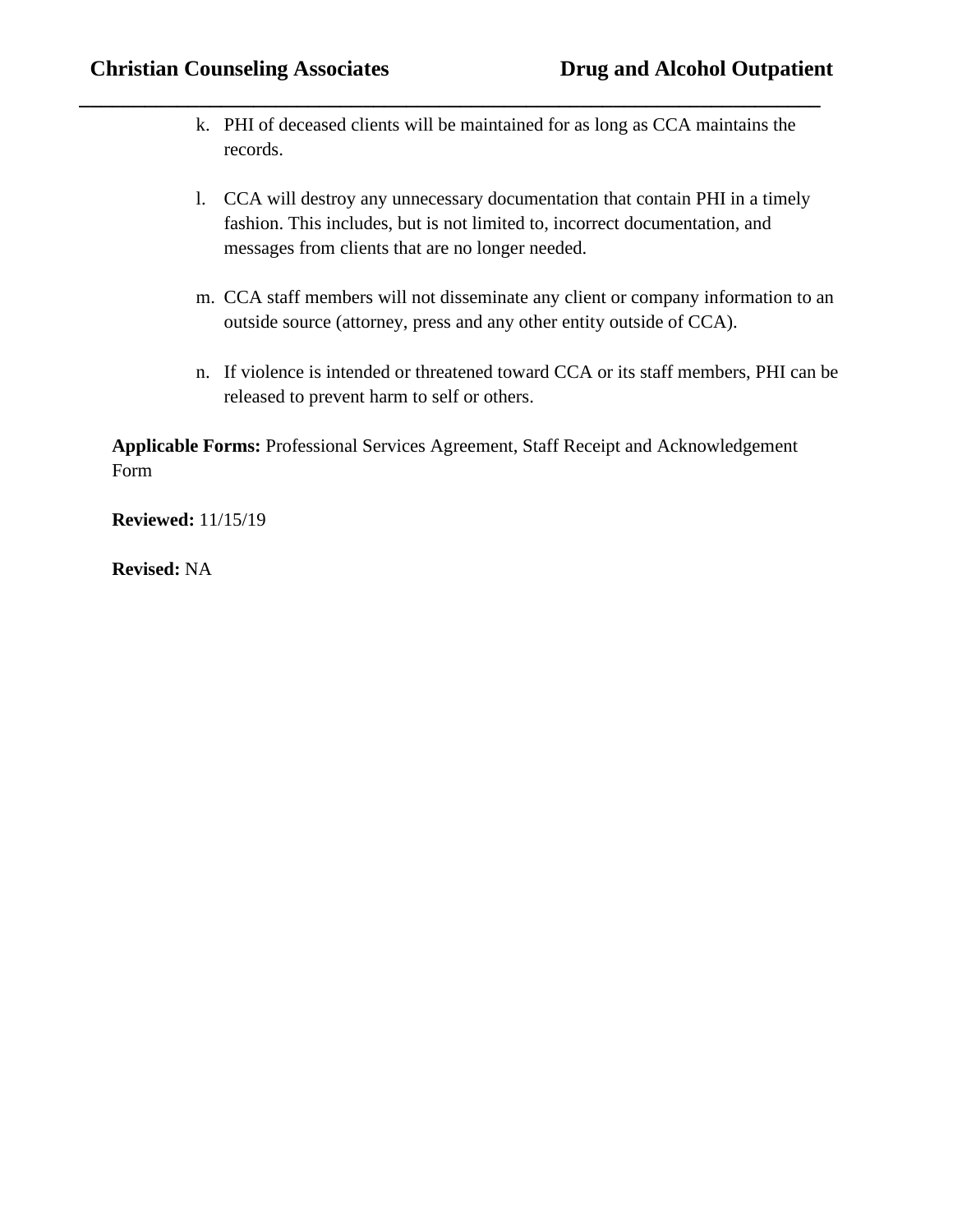k. PHI of deceased clients will be maintained for as long as CCA maintains the records.

l. CCA will destroy any unnecessary documentation that contain PHI in a timely fashion. This includes, but is not limited to, incorrect documentation, and messages from clients that are no longer needed.

m. CCA staff members will not disseminate any client or company information to an outside source (attorney, press and any other entity outside of CCA).

n. If violence is intended or threatened toward CCA or its staff members, PHI can be released to prevent harm to self or others.

**Applicable Forms:** Professional Services Agreement, Staff Receipt and Acknowledgement Form

**Reviewed:** 11/15/19

**Revised:** NA